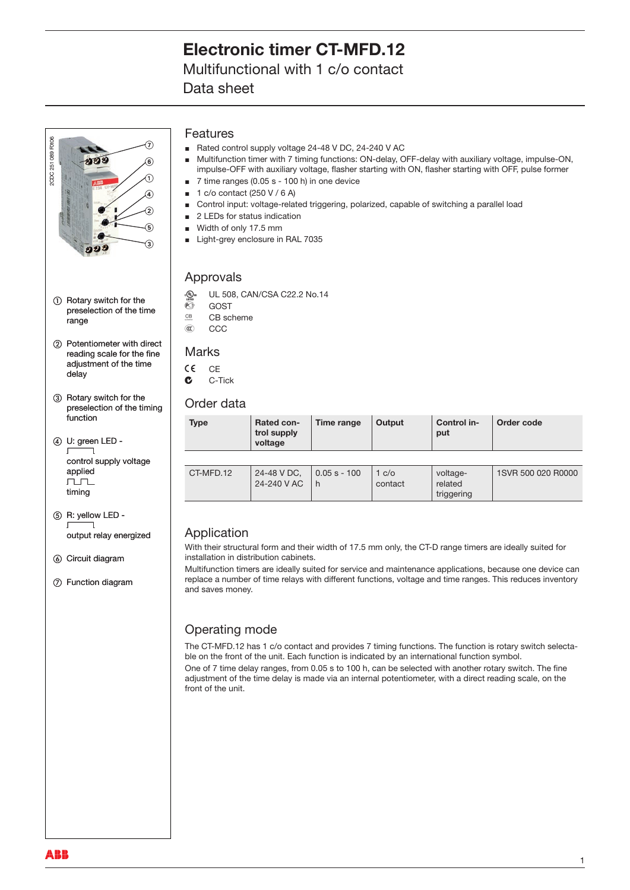# Electronic timer CT-MFD.12

## Multifunctional with 1 c/o contact

## Data sheet

2CDC 251 089 F0t06

① Rotary switch for the preselection of the time range

② Potentiometer with direct reading scale for the fine adjustment of the time delay

③ Rotary switch for the preselection of the timing function

④ U: green LED - control supply voltage applied; timing

⑤ R: yellow LED - output relay energized

⑥ Circuit diagram

⑦ Function diagram

## Features

- Rated control supply voltage 24-48 V DC, 24-240 V AC
- Multifunction timer with 7 timing functions: ON-delay, OFF-delay with auxiliary voltage, impulse-ON, impulse-OFF with auxiliary voltage, flasher starting with ON, flasher starting with OFF, pulse former
- 7 time ranges (0.05 s - 100 h) in one device
- 1 c/o contact (250 V / 6 A)
- Control input: voltage-related triggering, polarized, capable of switching a parallel load
- 2 LEDs for status indication
- Width of only 17.5 mm
- Light-grey enclosure in RAL 7035

## Approvals

- UL 508, CAN/CSA C22.2 No.14
- GOST
- CB scheme
- CCC

## Marks

- CE
- C-Tick

## Order data

| Type | Rated control supply voltage | Time range | Output | Control input | Order code |
|---|---|---|---|---|---|
| CT-MFD.12 | 24-48 V DC, 24-240 V AC | 0.05 s - 100 h | 1 c/o contact | voltage-related triggering | 1SVR 500 020 R0000 |

## Application

With their structural form and their width of 17.5 mm only, the CT-D range timers are ideally suited for installation in distribution cabinets.

Multifunction timers are ideally suited for service and maintenance applications, because one device can replace a number of time relays with different functions, voltage and time ranges. This reduces inventory and saves money.

## Operating mode

The CT-MFD.12 has 1 c/o contact and provides 7 timing functions. The function is rotary switch selectable on the front of the unit. Each function is indicated by an international function symbol.

One of 7 time delay ranges, from 0.05 s to 100 h, can be selected with another rotary switch. The fine adjustment of the time delay is made via an internal potentiometer, with a direct reading scale, on the front of the unit.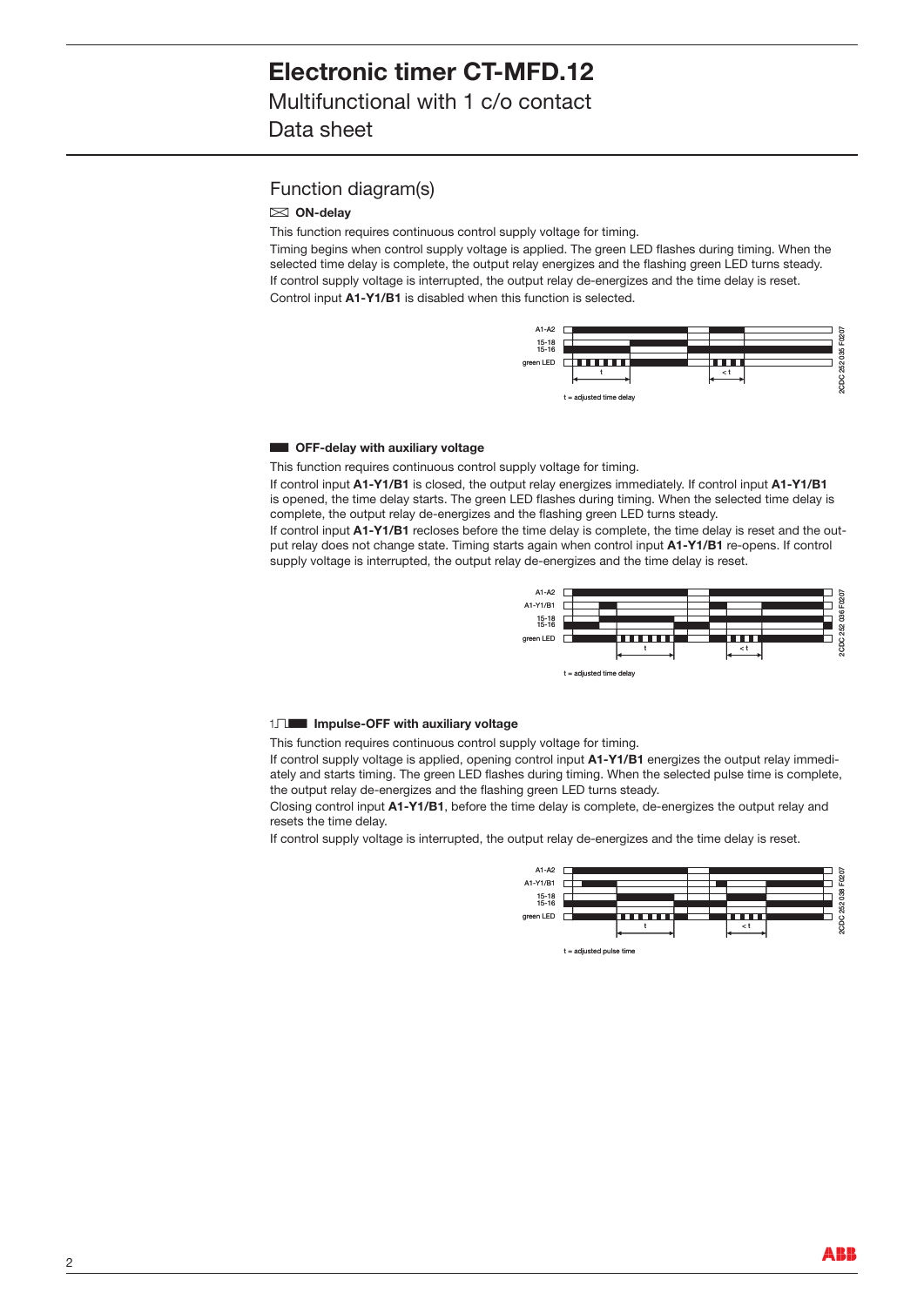# Electronic timer CT-MFD.12

Multifunctional with 1 c/o contact

Data sheet

## Function diagram(s)

### ON-delay

This function requires continuous control supply voltage for timing.

Timing begins when control supply voltage is applied. The green LED flashes during timing. When the selected time delay is complete, the output relay energizes and the flashing green LED turns steady.

If control supply voltage is interrupted, the output relay de-energizes and the time delay is reset.

Control input **A1-Y1/B1** is disabled when this function is selected.

A1-A2
15-18
15-16
green LED
t
< t
t = adjusted time delay

2CDC 252 035 F0207

### OFF-delay with auxiliary voltage

This function requires continuous control supply voltage for timing.

If control input **A1-Y1/B1** is closed, the output relay energizes immediately. If control input **A1-Y1/B1** is opened, the time delay starts. The green LED flashes during timing. When the selected time delay is complete, the output relay de-energizes and the flashing green LED turns steady.

If control input **A1-Y1/B1** recloses before the time delay is complete, the time delay is reset and the output relay does not change state. Timing starts again when control input **A1-Y1/B1** re-opens. If control supply voltage is interrupted, the output relay de-energizes and the time delay is reset.

A1-A2
A1-Y1/B1
15-18
15-16
green LED
t
< t
t = adjusted time delay

2CDC 252 036 F0207

### Impulse-OFF with auxiliary voltage

This function requires continuous control supply voltage for timing.

If control supply voltage is applied, opening control input **A1-Y1/B1** energizes the output relay immediately and starts timing. The green LED flashes during timing. When the selected pulse time is complete, the output relay de-energizes and the flashing green LED turns steady.

Closing control input **A1-Y1/B1**, before the time delay is complete, de-energizes the output relay and resets the time delay.

If control supply voltage is interrupted, the output relay de-energizes and the time delay is reset.

A1-A2
A1-Y1/B1
15-18
15-16
green LED
t
< t
t = adjusted pulse time

2CDC 252 038 F0207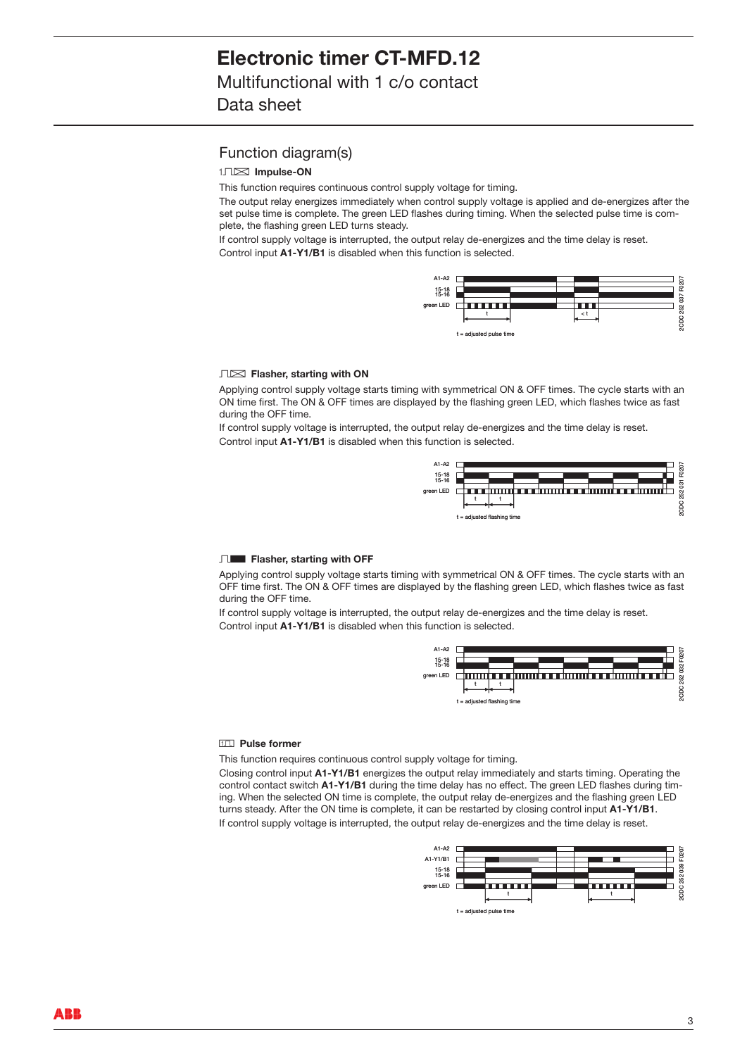# Electronic timer CT-MFD.12

Multifunctional with 1 c/o contact

Data sheet

## Function diagram(s)

### Impulse-ON

This function requires continuous control supply voltage for timing.

The output relay energizes immediately when control supply voltage is applied and de-energizes after the set pulse time is complete. The green LED flashes during timing. When the selected pulse time is complete, the flashing green LED turns steady.

If control supply voltage is interrupted, the output relay de-energizes and the time delay is reset.

Control input **A1-Y1/B1** is disabled when this function is selected.

t = adjusted pulse time

### Flasher, starting with ON

Applying control supply voltage starts timing with symmetrical ON & OFF times. The cycle starts with an ON time first. The ON & OFF times are displayed by the flashing green LED, which flashes twice as fast during the OFF time.

If control supply voltage is interrupted, the output relay de-energizes and the time delay is reset.

Control input **A1-Y1/B1** is disabled when this function is selected.

t = adjusted flashing time

### Flasher, starting with OFF

Applying control supply voltage starts timing with symmetrical ON & OFF times. The cycle starts with an OFF time first. The ON & OFF times are displayed by the flashing green LED, which flashes twice as fast during the OFF time.

If control supply voltage is interrupted, the output relay de-energizes and the time delay is reset.

Control input **A1-Y1/B1** is disabled when this function is selected.

t = adjusted flashing time

### Pulse former

This function requires continuous control supply voltage for timing.

Closing control input **A1-Y1/B1** energizes the output relay immediately and starts timing. Operating the control contact switch **A1-Y1/B1** during the time delay has no effect. The green LED flashes during timing. When the selected ON time is complete, the output relay de-energizes and the flashing green LED turns steady. After the ON time is complete, it can be restarted by closing control input **A1-Y1/B1**.

If control supply voltage is interrupted, the output relay de-energizes and the time delay is reset.

t = adjusted pulse time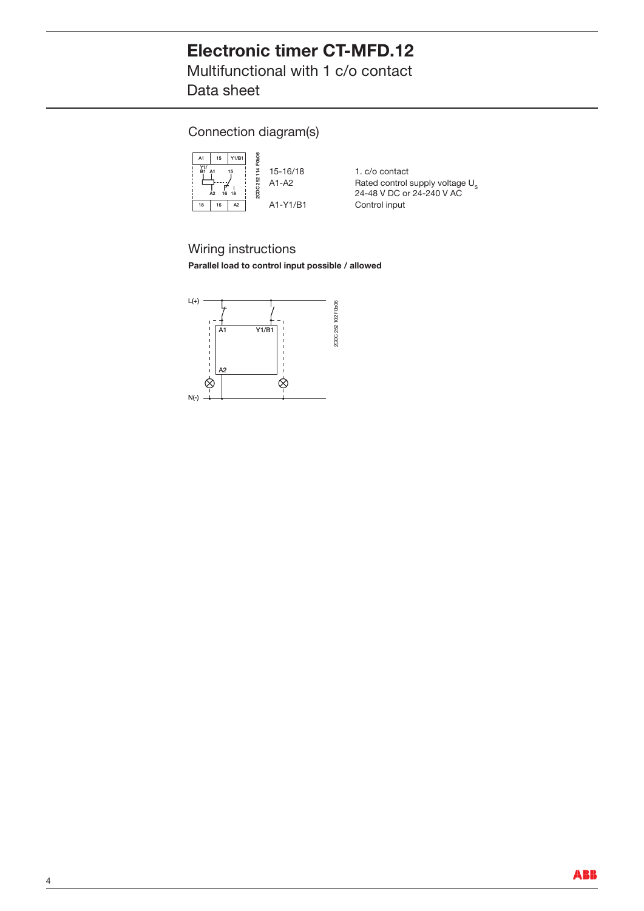# Electronic timer CT-MFD.12

Multifunctional with 1 c/o contact

Data sheet

## Connection diagram(s)

| | |
|---|---|
| 15-16/18 | 1. c/o contact |
| A1-A2 | Rated control supply voltage $U_s$ 24-48 V DC or 24-240 V AC |
| A1-Y1/B1 | Control input |

## Wiring instructions

**Parallel load to control input possible / allowed**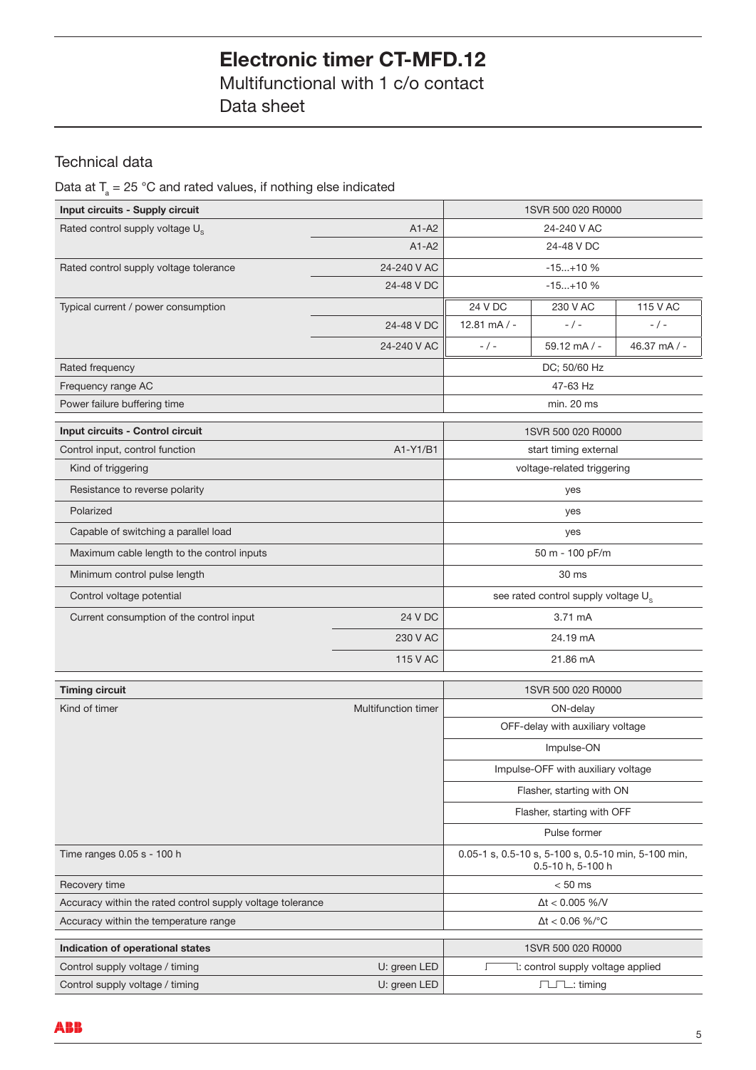# Electronic timer CT-MFD.12

Multifunctional with 1 c/o contact

Data sheet

## Technical data

Data at $T_a$ = 25 °C and rated values, if nothing else indicated

| **Input circuits - Supply circuit** | | 1SVR 500 020 R0000 | | |
|---|---|---|---|---|
| Rated control supply voltage $U_s$ | A1-A2 | 24-240 V AC | | |
| | A1-A2 | 24-48 V DC | | |
| Rated control supply voltage tolerance | 24-240 V AC | -15...+10 % | | |
| | 24-48 V DC | -15...+10 % | | |
| Typical current / power consumption | | 24 V DC | 230 V AC | 115 V AC |
| | 24-48 V DC | 12.81 mA / - | - / - | - / - |
| | 24-240 V AC | - / - | 59.12 mA / - | 46.37 mA / - |
| Rated frequency | | DC; 50/60 Hz | | |
| Frequency range AC | | 47-63 Hz | | |
| Power failure buffering time | | min. 20 ms | | |

| **Input circuits - Control circuit** | | 1SVR 500 020 R0000 |
|---|---|---|
| Control input, control function | A1-Y1/B1 | start timing external |
| Kind of triggering | | voltage-related triggering |
| Resistance to reverse polarity | | yes |
| Polarized | | yes |
| Capable of switching a parallel load | | yes |
| Maximum cable length to the control inputs | | 50 m - 100 pF/m |
| Minimum control pulse length | | 30 ms |
| Control voltage potential | | see rated control supply voltage $U_s$ |
| Current consumption of the control input | 24 V DC | 3.71 mA |
| | 230 V AC | 24.19 mA |
| | 115 V AC | 21.86 mA |

| **Timing circuit** | | 1SVR 500 020 R0000 |
|---|---|---|
| Kind of timer | Multifunction timer | ON-delay |
| | | OFF-delay with auxiliary voltage |
| | | Impulse-ON |
| | | Impulse-OFF with auxiliary voltage |
| | | Flasher, starting with ON |
| | | Flasher, starting with OFF |
| | | Pulse former |
| Time ranges 0.05 s - 100 h | | 0.05-1 s, 0.5-10 s, 5-100 s, 0.5-10 min, 5-100 min, 0.5-10 h, 5-100 h |
| Recovery time | | < 50 ms |
| Accuracy within the rated control supply voltage tolerance | | Δt < 0.005 %/V |
| Accuracy within the temperature range | | Δt < 0.06 %/°C |

| **Indication of operational states** | | 1SVR 500 020 R0000 |
|---|---|---|
| Control supply voltage / timing | U: green LED | ⎍: control supply voltage applied |
| Control supply voltage / timing | U: green LED | ⎍⎍: timing |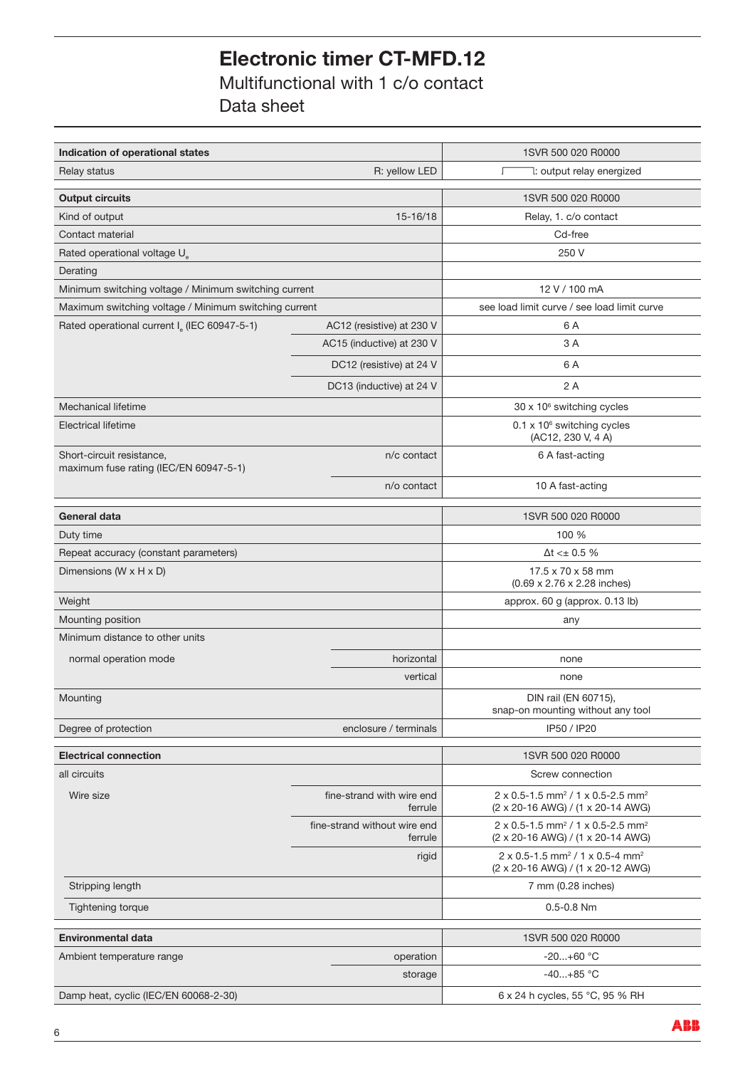# Electronic timer CT-MFD.12

Multifunctional with 1 c/o contact

Data sheet

| Indication of operational states | | 1SVR 500 020 R0000 |
|---|---|---|
| Relay status | R: yellow LED | ⎍: output relay energized |
| **Output circuits** | | 1SVR 500 020 R0000 |
| Kind of output | 15-16/18 | Relay, 1. c/o contact |
| Contact material | | Cd-free |
| Rated operational voltage $U_e$ | | 250 V |
| Derating | | |
| Minimum switching voltage / Minimum switching current | | 12 V / 100 mA |
| Maximum switching voltage / Minimum switching current | | see load limit curve / see load limit curve |
| Rated operational current $I_e$ (IEC 60947-5-1) | AC12 (resistive) at 230 V | 6 A |
| | AC15 (inductive) at 230 V | 3 A |
| | DC12 (resistive) at 24 V | 6 A |
| | DC13 (inductive) at 24 V | 2 A |
| Mechanical lifetime | | 30 x $10^6$ switching cycles |
| Electrical lifetime | | 0.1 x $10^6$ switching cycles (AC12, 230 V, 4 A) |
| Short-circuit resistance, maximum fuse rating (IEC/EN 60947-5-1) | n/c contact | 6 A fast-acting |
| | n/o contact | 10 A fast-acting |
| **General data** | | 1SVR 500 020 R0000 |
| Duty time | | 100 % |
| Repeat accuracy (constant parameters) | | Δt <± 0.5 % |
| Dimensions (W x H x D) | | 17.5 x 70 x 58 mm (0.69 x 2.76 x 2.28 inches) |
| Weight | | approx. 60 g (approx. 0.13 lb) |
| Mounting position | | any |
| Minimum distance to other units | | |
| normal operation mode | horizontal | none |
| | vertical | none |
| Mounting | | DIN rail (EN 60715), snap-on mounting without any tool |
| Degree of protection | enclosure / terminals | IP50 / IP20 |
| **Electrical connection** | | 1SVR 500 020 R0000 |
| all circuits | | Screw connection |
| Wire size | fine-strand with wire end ferrule | 2 x 0.5-1.5 mm² / 1 x 0.5-2.5 mm² (2 x 20-16 AWG) / (1 x 20-14 AWG) |
| | fine-strand without wire end ferrule | 2 x 0.5-1.5 mm² / 1 x 0.5-2.5 mm² (2 x 20-16 AWG) / (1 x 20-14 AWG) |
| | rigid | 2 x 0.5-1.5 mm² / 1 x 0.5-4 mm² (2 x 20-16 AWG) / (1 x 20-12 AWG) |
| Stripping length | | 7 mm (0.28 inches) |
| Tightening torque | | 0.5-0.8 Nm |
| **Environmental data** | | 1SVR 500 020 R0000 |
| Ambient temperature range | operation | -20...+60 °C |
| | storage | -40...+85 °C |
| Damp heat, cyclic (IEC/EN 60068-2-30) | | 6 x 24 h cycles, 55 °C, 95 % RH |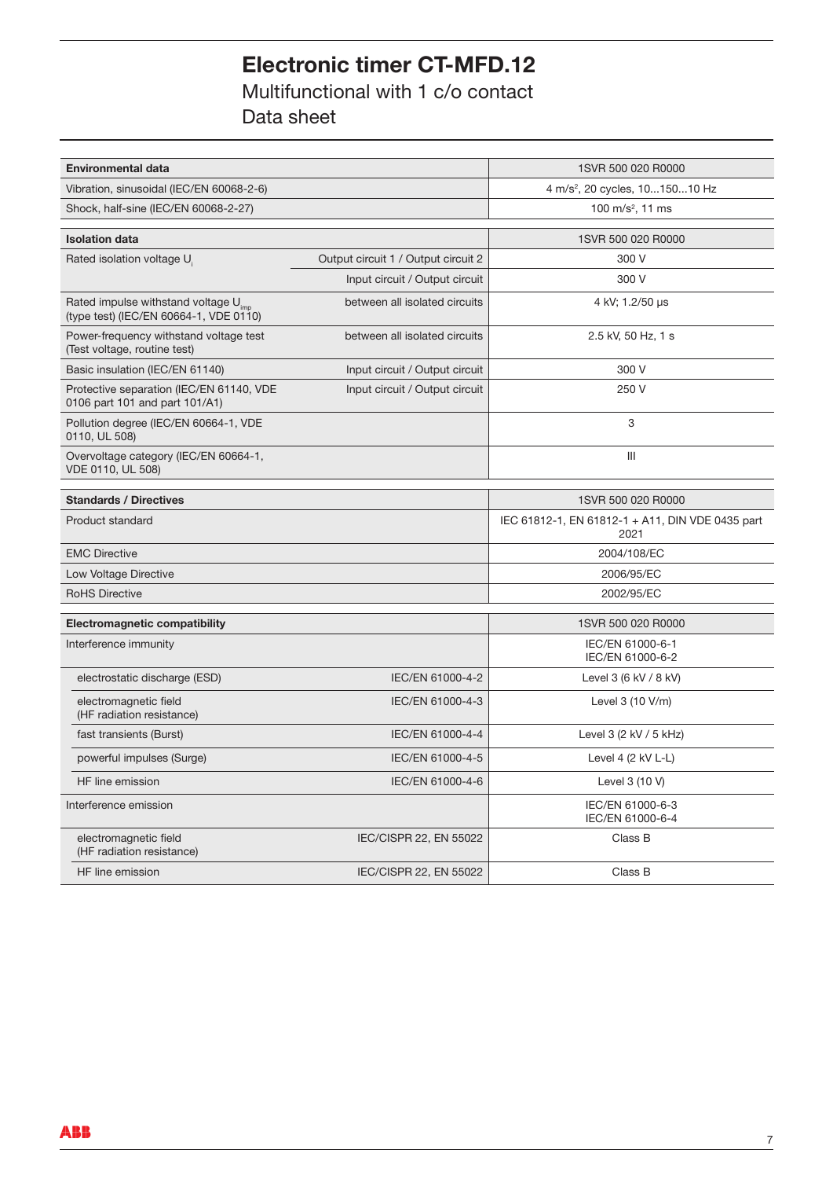# Electronic timer CT-MFD.12

Multifunctional with 1 c/o contact

Data sheet

| Environmental data | | 1SVR 500 020 R0000 |
|---|---|---|
| Vibration, sinusoidal (IEC/EN 60068-2-6) | | 4 m/s², 20 cycles, 10...150...10 Hz |
| Shock, half-sine (IEC/EN 60068-2-27) | | 100 m/s², 11 ms |

| Isolation data | | 1SVR 500 020 R0000 |
|---|---|---|
| Rated isolation voltage $U_i$ | Output circuit 1 / Output circuit 2 | 300 V |
| | Input circuit / Output circuit | 300 V |
| Rated impulse withstand voltage $U_{imp}$ (type test) (IEC/EN 60664-1, VDE 0110) | between all isolated circuits | 4 kV; 1.2/50 µs |
| Power-frequency withstand voltage test (Test voltage, routine test) | between all isolated circuits | 2.5 kV, 50 Hz, 1 s |
| Basic insulation (IEC/EN 61140) | Input circuit / Output circuit | 300 V |
| Protective separation (IEC/EN 61140, VDE 0106 part 101 and part 101/A1) | Input circuit / Output circuit | 250 V |
| Pollution degree (IEC/EN 60664-1, VDE 0110, UL 508) | | 3 |
| Overvoltage category (IEC/EN 60664-1, VDE 0110, UL 508) | | III |

| Standards / Directives | 1SVR 500 020 R0000 |
|---|---|
| Product standard | IEC 61812-1, EN 61812-1 + A11, DIN VDE 0435 part 2021 |
| EMC Directive | 2004/108/EC |
| Low Voltage Directive | 2006/95/EC |
| RoHS Directive | 2002/95/EC |

| Electromagnetic compatibility | | 1SVR 500 020 R0000 |
|---|---|---|
| Interference immunity | | IEC/EN 61000-6-1<br>IEC/EN 61000-6-2 |
| electrostatic discharge (ESD) | IEC/EN 61000-4-2 | Level 3 (6 kV / 8 kV) |
| electromagnetic field (HF radiation resistance) | IEC/EN 61000-4-3 | Level 3 (10 V/m) |
| fast transients (Burst) | IEC/EN 61000-4-4 | Level 3 (2 kV / 5 kHz) |
| powerful impulses (Surge) | IEC/EN 61000-4-5 | Level 4 (2 kV L-L) |
| HF line emission | IEC/EN 61000-4-6 | Level 3 (10 V) |
| Interference emission | | IEC/EN 61000-6-3<br>IEC/EN 61000-6-4 |
| electromagnetic field (HF radiation resistance) | IEC/CISPR 22, EN 55022 | Class B |
| HF line emission | IEC/CISPR 22, EN 55022 | Class B |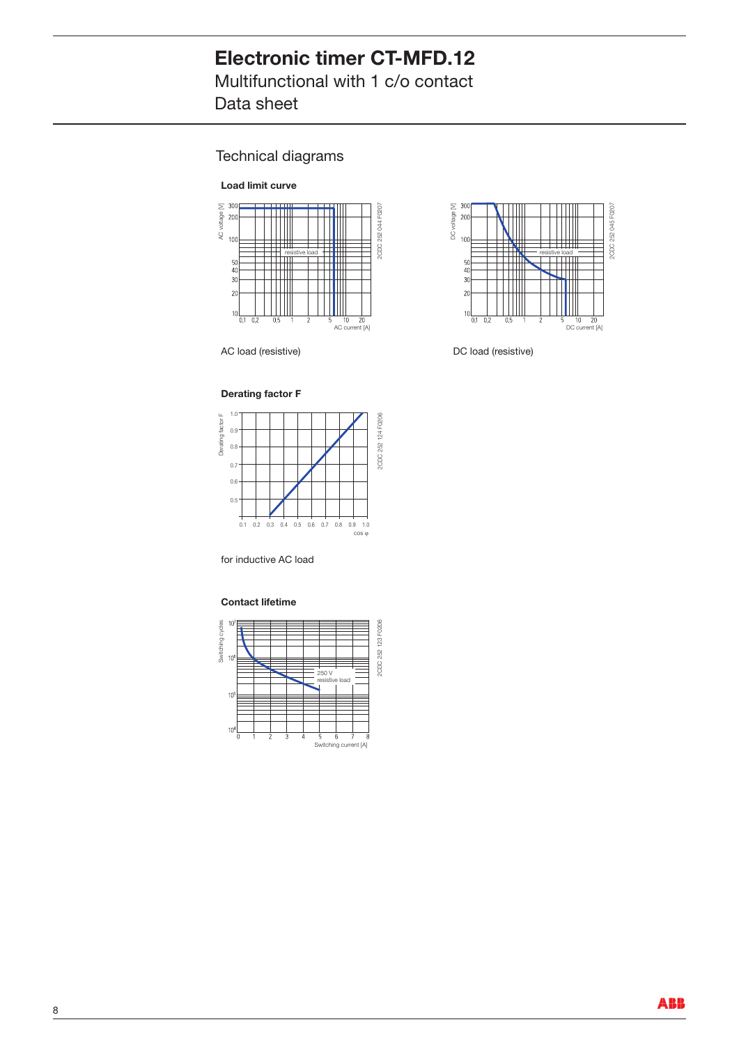# Electronic timer CT-MFD.12

Multifunctional with 1 c/o contact

Data sheet

## Technical diagrams

**Load limit curve**

AC load (resistive)

DC load (resistive)

**Derating factor F**

for inductive AC load

**Contact lifetime**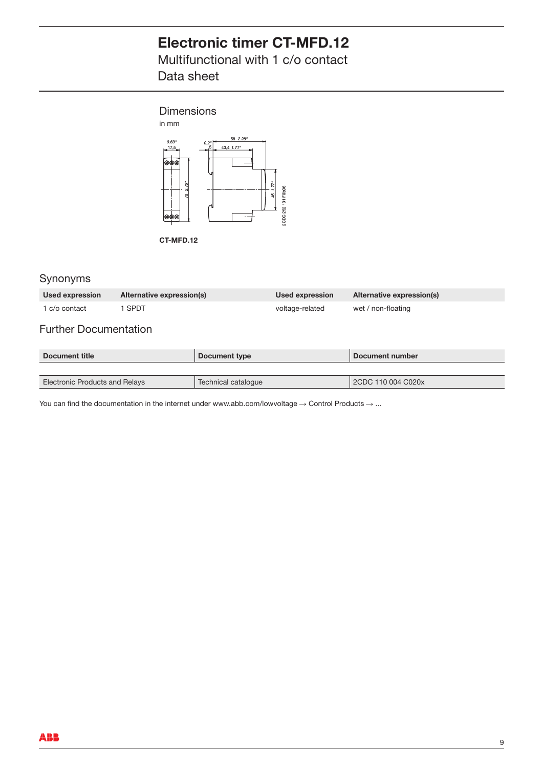# Electronic timer CT-MFD.12

Multifunctional with 1 c/o contact

Data sheet

## Dimensions

in mm

CT-MFD.12

## Synonyms

| Used expression | Alternative expression(s) | Used expression | Alternative expression(s) |
|---|---|---|---|
| 1 c/o contact | 1 SPDT | voltage-related | wet / non-floating |

## Further Documentation

| Document title | Document type | Document number |
|---|---|---|
| Electronic Products and Relays | Technical catalogue | 2CDC 110 004 C020x |

You can find the documentation in the internet under www.abb.com/lowvoltage → Control Products → ...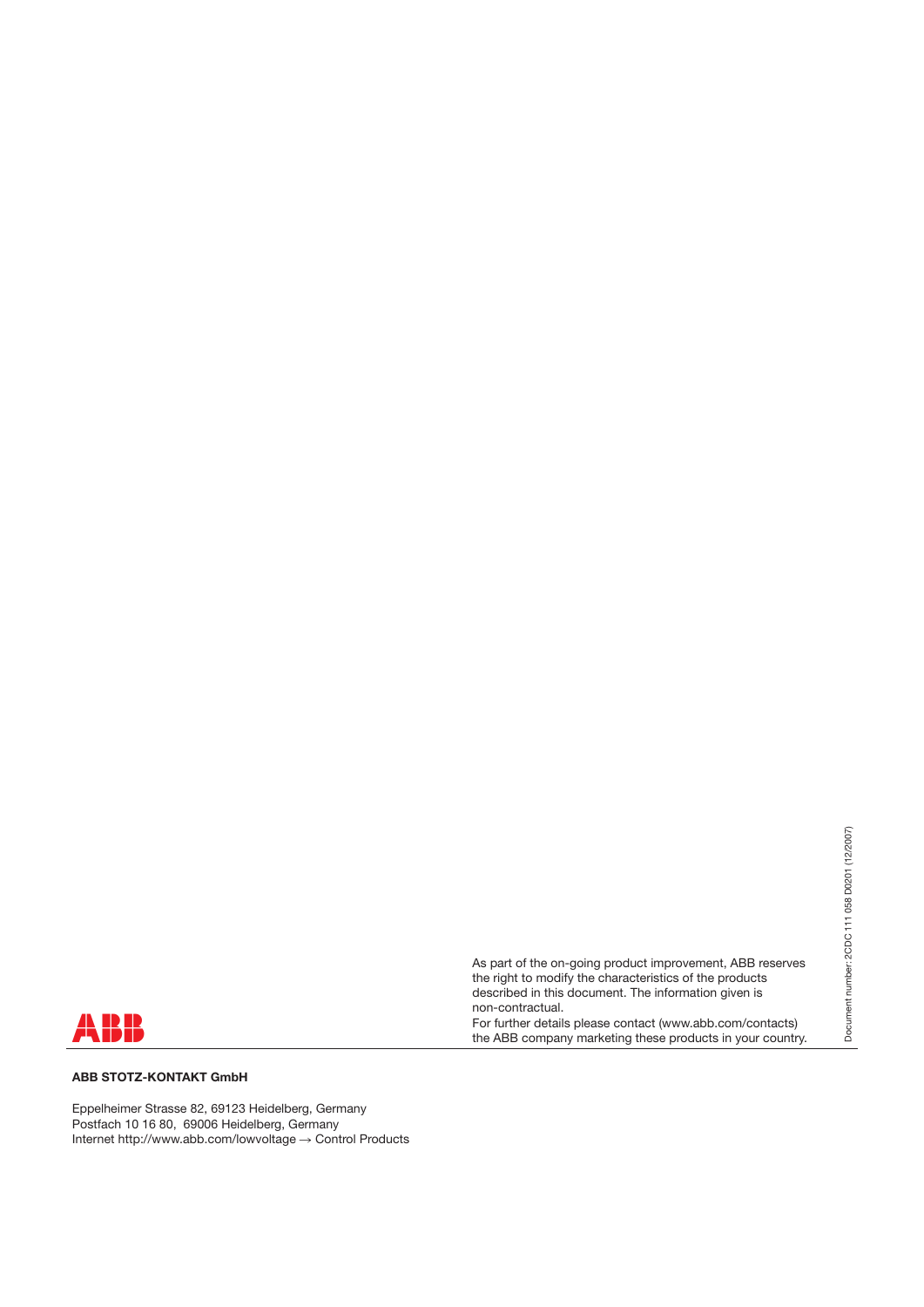As part of the on-going product improvement, ABB reserves the right to modify the characteristics of the products described in this document. The information given is non-contractual.
For further details please contact (www.abb.com/contacts) the ABB company marketing these products in your country.

Document number: 2CDC 111 058 D0201 (12/2007)

**ABB STOTZ-KONTAKT GmbH**

Eppelheimer Strasse 82, 69123 Heidelberg, Germany
Postfach 10 16 80, 69006 Heidelberg, Germany
Internet http://www.abb.com/lowvoltage → Control Products